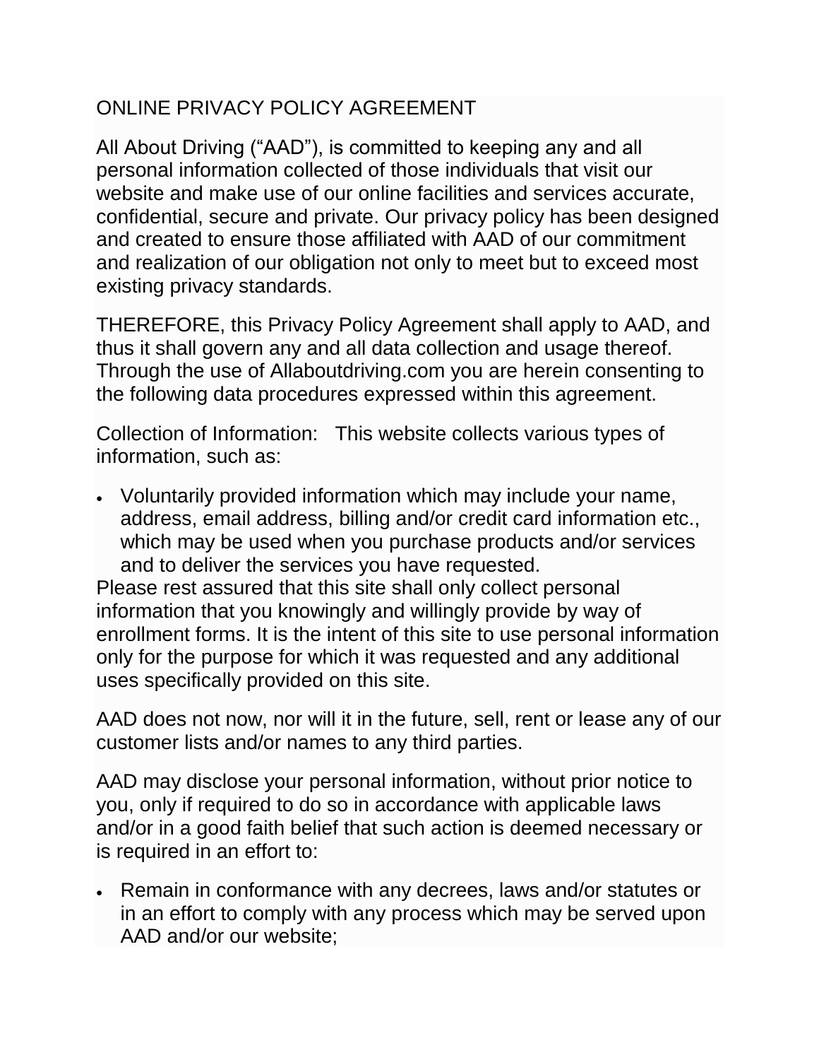# ONLINE PRIVACY POLICY AGREEMENT

All About Driving ("AAD"), is committed to keeping any and all personal information collected of those individuals that visit our website and make use of our online facilities and services accurate, confidential, secure and private. Our privacy policy has been designed and created to ensure those affiliated with AAD of our commitment and realization of our obligation not only to meet but to exceed most existing privacy standards.

THEREFORE, this Privacy Policy Agreement shall apply to AAD, and thus it shall govern any and all data collection and usage thereof. Through the use of Allaboutdriving.com you are herein consenting to the following data procedures expressed within this agreement.

Collection of Information: This website collects various types of information, such as:

- Voluntarily provided information which may include your name, address, email address, billing and/or credit card information etc., which may be used when you purchase products and/or services and to deliver the services you have requested.

Please rest assured that this site shall only collect personal information that you knowingly and willingly provide by way of enrollment forms. It is the intent of this site to use personal information only for the purpose for which it was requested and any additional uses specifically provided on this site.

AAD does not now, nor will it in the future, sell, rent or lease any of our customer lists and/or names to any third parties.

AAD may disclose your personal information, without prior notice to you, only if required to do so in accordance with applicable laws and/or in a good faith belief that such action is deemed necessary or is required in an effort to:

- Remain in conformance with any decrees, laws and/or statutes or in an effort to comply with any process which may be served upon AAD and/or our website;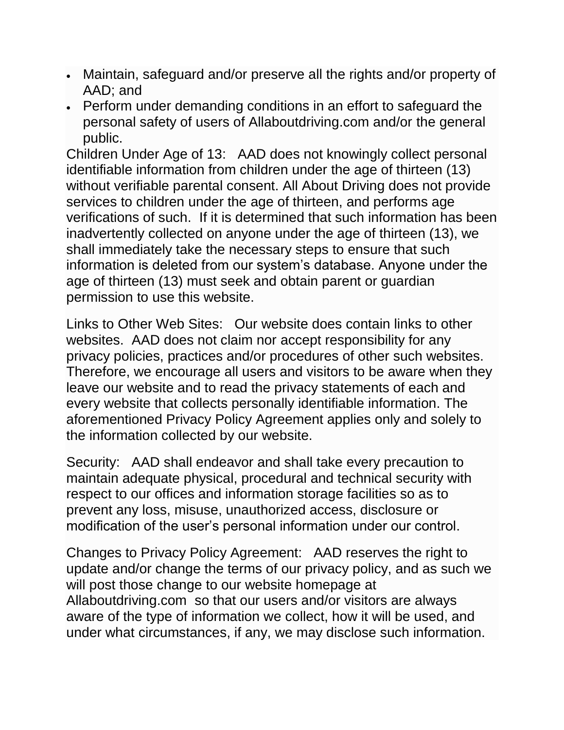- Maintain, safeguard and/or preserve all the rights and/or property of AAD; and
- Perform under demanding conditions in an effort to safeguard the personal safety of users of Allaboutdriving.com and/or the general public.

Children Under Age of 13:   AAD does not knowingly collect personal identifiable information from children under the age of thirteen (13) without verifiable parental consent. All About Driving does not provide services to children under the age of thirteen, and performs age verifications of such.  If it is determined that such information has been inadvertently collected on anyone under the age of thirteen (13), we shall immediately take the necessary steps to ensure that such information is deleted from our system's database. Anyone under the age of thirteen (13) must seek and obtain parent or guardian permission to use this website.

Links to Other Web Sites:   Our website does contain links to other websites.  AAD does not claim nor accept responsibility for any privacy policies, practices and/or procedures of other such websites. Therefore, we encourage all users and visitors to be aware when they leave our website and to read the privacy statements of each and every website that collects personally identifiable information. The aforementioned Privacy Policy Agreement applies only and solely to the information collected by our website.

Security:   AAD shall endeavor and shall take every precaution to maintain adequate physical, procedural and technical security with respect to our offices and information storage facilities so as to prevent any loss, misuse, unauthorized access, disclosure or modification of the user's personal information under our control.

Changes to Privacy Policy Agreement:   AAD reserves the right to update and/or change the terms of our privacy policy, and as such we will post those change to our website homepage at Allaboutdriving.com  so that our users and/or visitors are always aware of the type of information we collect, how it will be used, and under what circumstances, if any, we may disclose such information.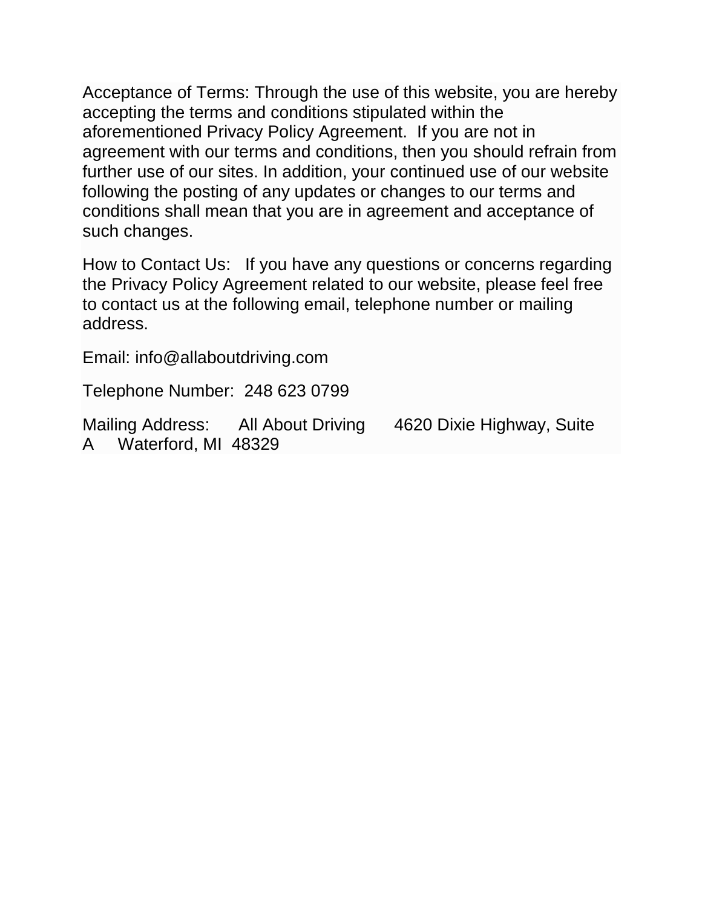Acceptance of Terms: Through the use of this website, you are hereby accepting the terms and conditions stipulated within the aforementioned Privacy Policy Agreement. If you are not in agreement with our terms and conditions, then you should refrain from further use of our sites. In addition, your continued use of our website following the posting of any updates or changes to our terms and conditions shall mean that you are in agreement and acceptance of such changes.

How to Contact Us: If you have any questions or concerns regarding the Privacy Policy Agreement related to our website, please feel free to contact us at the following email, telephone number or mailing address.

Email: info@allaboutdriving.com

Telephone Number: 248 623 0799

Mailing Address: All About Driving 4620 Dixie Highway, Suite A Waterford, MI 48329